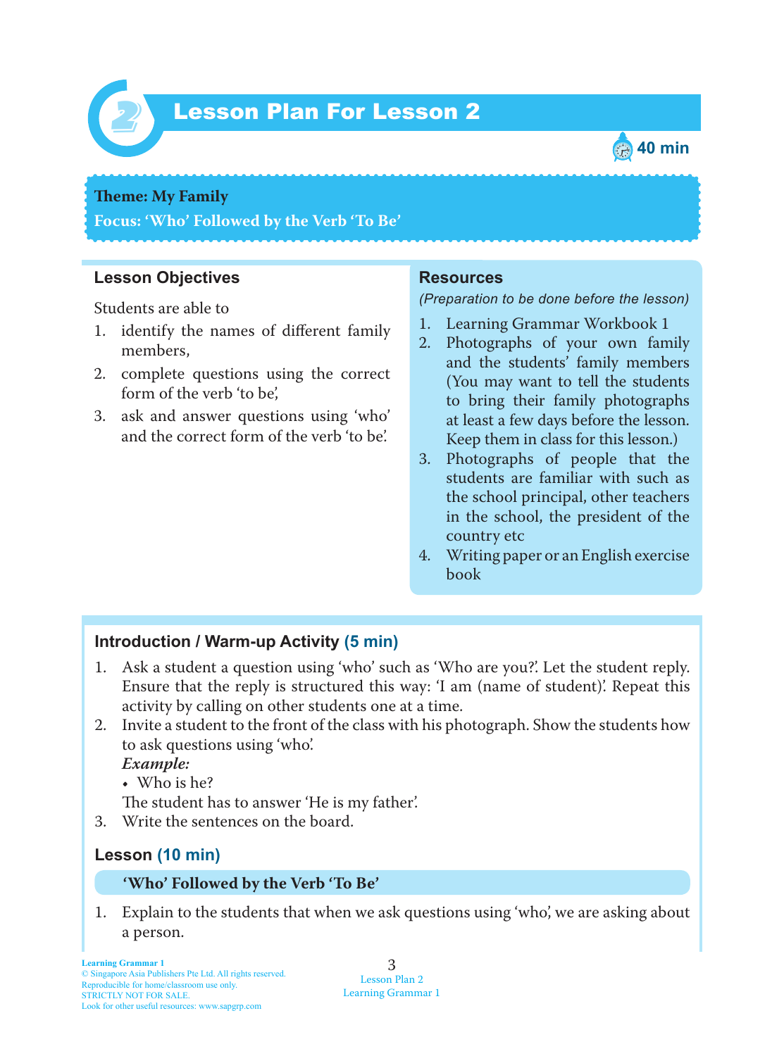# Lesson Plan For Lesson 2

40 min

**Theme: My Family**
**Focus: 'Who' Followed by the Verb 'To Be'**

## Lesson Objectives

Students are able to

1. identify the names of different family members,
2. complete questions using the correct form of the verb 'to be',
3. ask and answer questions using 'who' and the correct form of the verb 'to be'.

## Resources

*(Preparation to be done before the lesson)*

1. Learning Grammar Workbook 1
2. Photographs of your own family and the students' family members (You may want to tell the students to bring their family photographs at least a few days before the lesson. Keep them in class for this lesson.)
3. Photographs of people that the students are familiar with such as the school principal, other teachers in the school, the president of the country etc
4. Writing paper or an English exercise book

## Introduction / Warm-up Activity (5 min)

1. Ask a student a question using 'who' such as 'Who are you?'. Let the student reply. Ensure that the reply is structured this way: 'I am (name of student)'. Repeat this activity by calling on other students one at a time.
2. Invite a student to the front of the class with his photograph. Show the students how to ask questions using 'who'.
   ***Example:***
   - Who is he?

   The student has to answer 'He is my father'.
3. Write the sentences on the board.

## Lesson (10 min)

### 'Who' Followed by the Verb 'To Be'

1. Explain to the students that when we ask questions using 'who', we are asking about a person.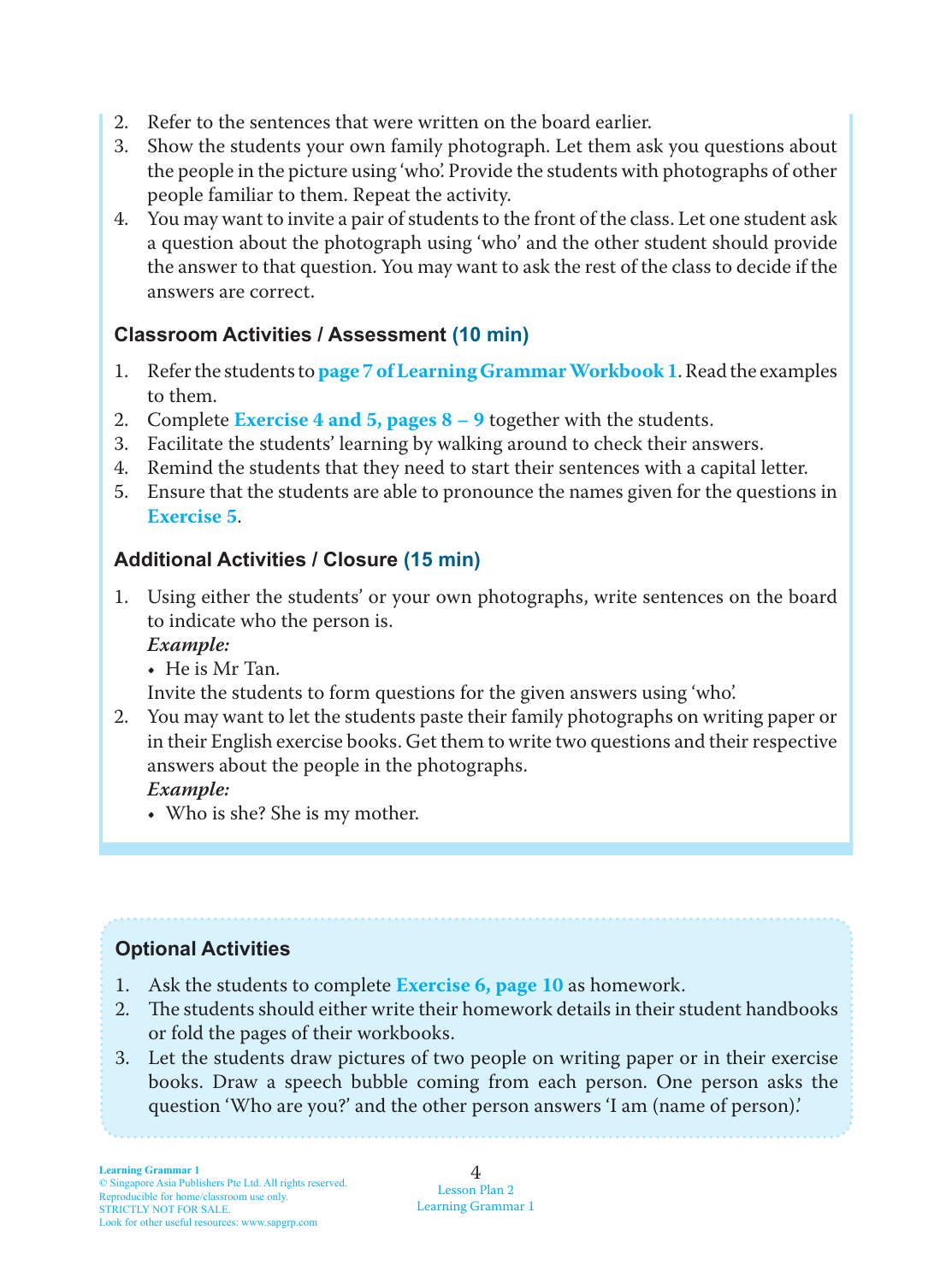2. Refer to the sentences that were written on the board earlier.
3. Show the students your own family photograph. Let them ask you questions about the people in the picture using 'who'. Provide the students with photographs of other people familiar to them. Repeat the activity.
4. You may want to invite a pair of students to the front of the class. Let one student ask a question about the photograph using 'who' and the other student should provide the answer to that question. You may want to ask the rest of the class to decide if the answers are correct.

### Classroom Activities / Assessment (10 min)

1. Refer the students to **page 7 of Learning Grammar Workbook 1**. Read the examples to them.
2. Complete **Exercise 4 and 5, pages 8 – 9** together with the students.
3. Facilitate the students' learning by walking around to check their answers.
4. Remind the students that they need to start their sentences with a capital letter.
5. Ensure that the students are able to pronounce the names given for the questions in **Exercise 5**.

### Additional Activities / Closure (15 min)

1. Using either the students' or your own photographs, write sentences on the board to indicate who the person is.

   ***Example:***
   - He is Mr Tan.

   Invite the students to form questions for the given answers using 'who'.
2. You may want to let the students paste their family photographs on writing paper or in their English exercise books. Get them to write two questions and their respective answers about the people in the photographs.

   ***Example:***
   - Who is she? She is my mother.

### Optional Activities

1. Ask the students to complete **Exercise 6, page 10** as homework.
2. The students should either write their homework details in their student handbooks or fold the pages of their workbooks.
3. Let the students draw pictures of two people on writing paper or in their exercise books. Draw a speech bubble coming from each person. One person asks the question 'Who are you?' and the other person answers 'I am (name of person)'.